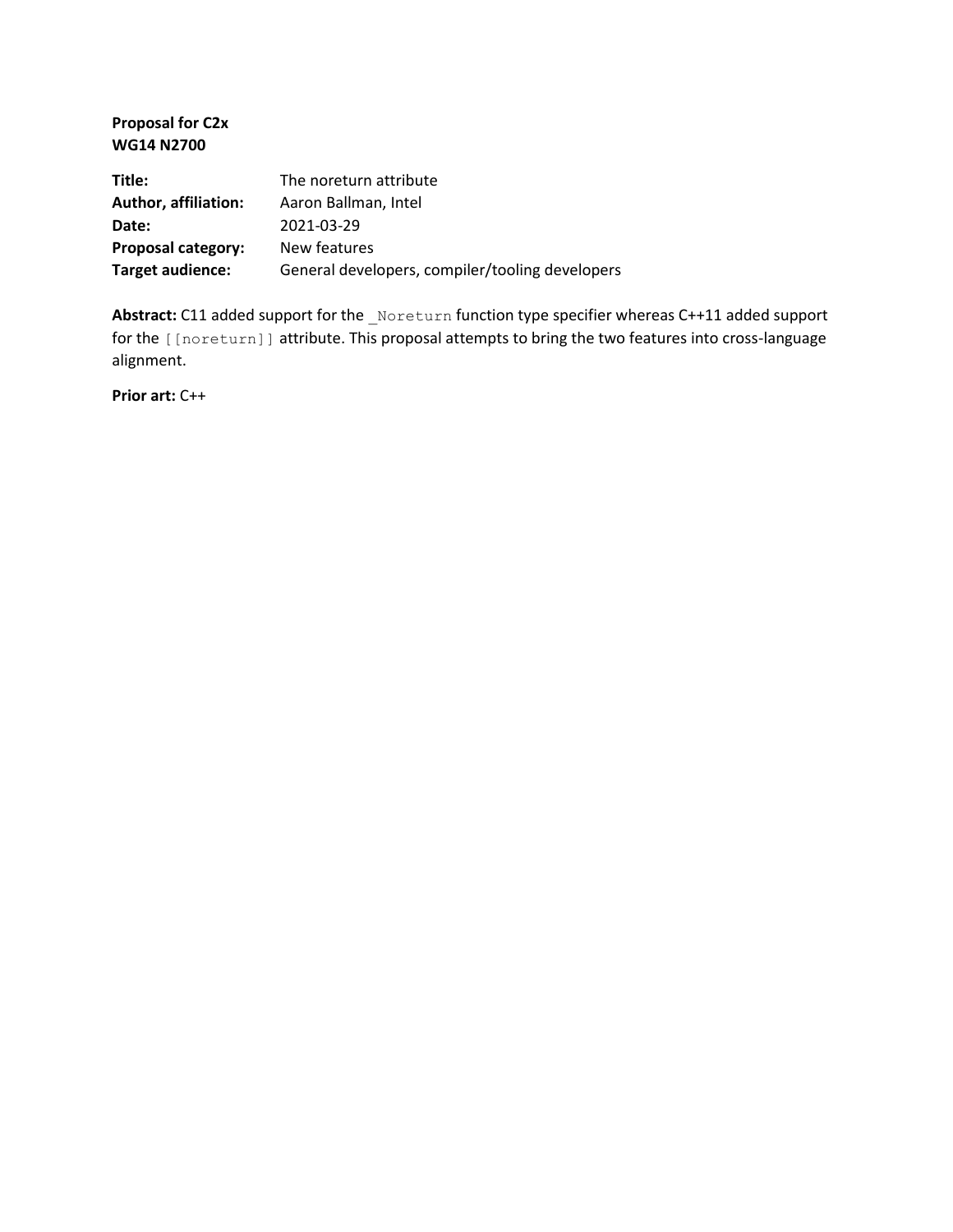**Proposal for C2x**
**WG14 N2700**

**Title:** The noreturn attribute
**Author, affiliation:** Aaron Ballman, Intel
**Date:** 2021-03-29
**Proposal category:** New features
**Target audience:** General developers, compiler/tooling developers

**Abstract:** C11 added support for the `_Noreturn` function type specifier whereas C++11 added support for the `[[noreturn]]` attribute. This proposal attempts to bring the two features into cross-language alignment.

**Prior art:** C++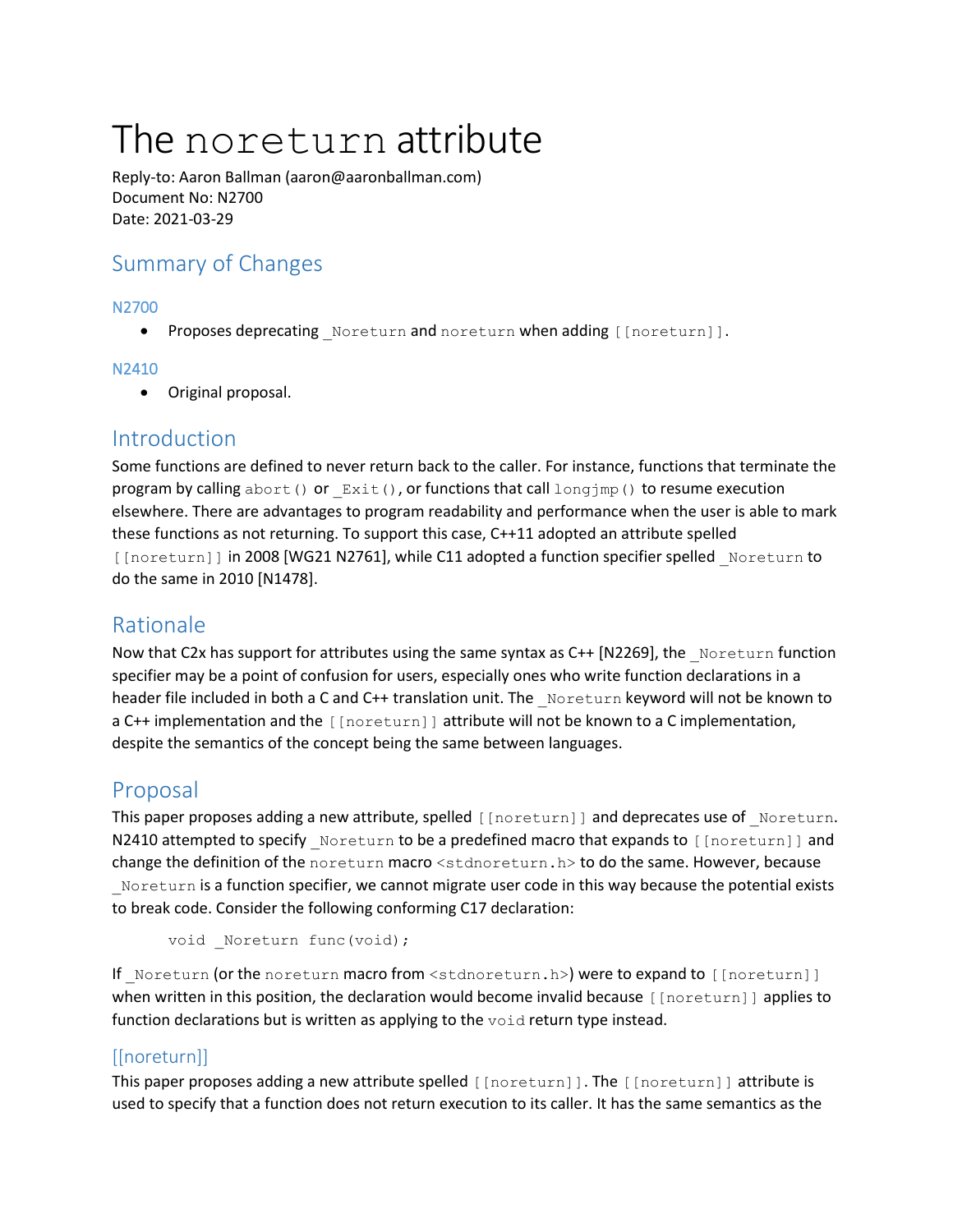# The noreturn attribute

Reply-to: Aaron Ballman (aaron@aaronballman.com)
Document No: N2700
Date: 2021-03-29

## Summary of Changes

### N2700

- Proposes deprecating `_Noreturn` and `noreturn` when adding `[[noreturn]]`.

### N2410

- Original proposal.

## Introduction

Some functions are defined to never return back to the caller. For instance, functions that terminate the program by calling `abort()` or `_Exit()`, or functions that call `longjmp()` to resume execution elsewhere. There are advantages to program readability and performance when the user is able to mark these functions as not returning. To support this case, C++11 adopted an attribute spelled `[[noreturn]]` in 2008 [WG21 N2761], while C11 adopted a function specifier spelled `_Noreturn` to do the same in 2010 [N1478].

## Rationale

Now that C2x has support for attributes using the same syntax as C++ [N2269], the `_Noreturn` function specifier may be a point of confusion for users, especially ones who write function declarations in a header file included in both a C and C++ translation unit. The `_Noreturn` keyword will not be known to a C++ implementation and the `[[noreturn]]` attribute will not be known to a C implementation, despite the semantics of the concept being the same between languages.

## Proposal

This paper proposes adding a new attribute, spelled `[[noreturn]]` and deprecates use of `_Noreturn`. N2410 attempted to specify `_Noreturn` to be a predefined macro that expands to `[[noreturn]]` and change the definition of the `noreturn` macro `<stdnoreturn.h>` to do the same. However, because `_Noreturn` is a function specifier, we cannot migrate user code in this way because the potential exists to break code. Consider the following conforming C17 declaration:

```
void _Noreturn func(void);
```

If `_Noreturn` (or the `noreturn` macro from `<stdnoreturn.h>`) were to expand to `[[noreturn]]` when written in this position, the declaration would become invalid because `[[noreturn]]` applies to function declarations but is written as applying to the `void` return type instead.

### [[noreturn]]

This paper proposes adding a new attribute spelled `[[noreturn]]`. The `[[noreturn]]` attribute is used to specify that a function does not return execution to its caller. It has the same semantics as the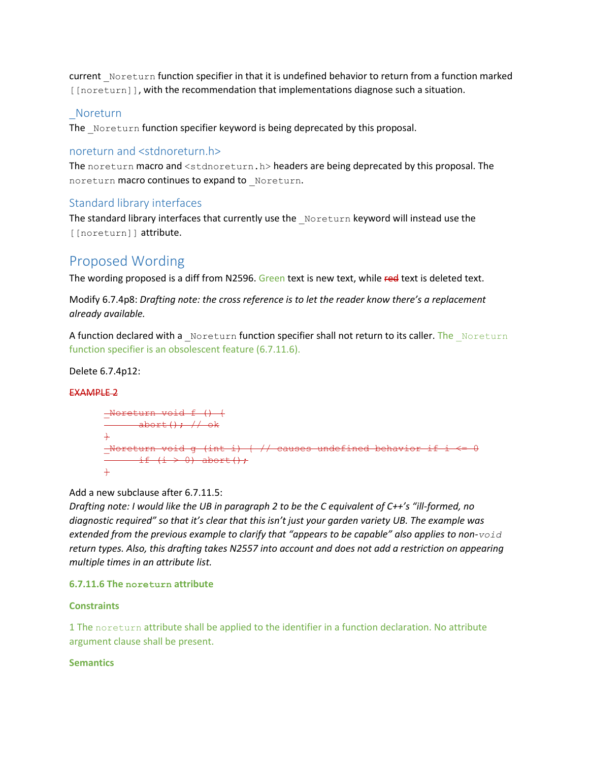current `_Noreturn` function specifier in that it is undefined behavior to return from a function marked `[[noreturn]]`, with the recommendation that implementations diagnose such a situation.

### _Noreturn

The `_Noreturn` function specifier keyword is being deprecated by this proposal.

### noreturn and <stdnoreturn.h>

The `noreturn` macro and `<stdnoreturn.h>` headers are being deprecated by this proposal. The `noreturn` macro continues to expand to `_Noreturn`.

### Standard library interfaces

The standard library interfaces that currently use the `_Noreturn` keyword will instead use the `[[noreturn]]` attribute.

## Proposed Wording

The wording proposed is a diff from N2596. Green text is new text, while ~~red~~ text is deleted text.

Modify 6.7.4p8: *Drafting note: the cross reference is to let the reader know there's a replacement already available.*

A function declared with a `_Noreturn` function specifier shall not return to its caller. The `_Noreturn` function specifier is an obsolescent feature (6.7.11.6).

Delete 6.7.4p12:

~~EXAMPLE 2~~

```
_Noreturn void f () {
        abort(); // ok
}
_Noreturn void g (int i) { // causes undefined behavior if i <= 0
        if (i > 0) abort();
}
```

Add a new subclause after 6.7.11.5:

*Drafting note: I would like the UB in paragraph 2 to be the C equivalent of C++'s "ill-formed, no diagnostic required" so that it's clear that this isn't just your garden variety UB. The example was extended from the previous example to clarify that "appears to be capable" also applies to non-`void` return types. Also, this drafting takes N2557 into account and does not add a restriction on appearing multiple times in an attribute list.*

**6.7.11.6 The `noreturn` attribute**

**Constraints**

1 The `noreturn` attribute shall be applied to the identifier in a function declaration. No attribute argument clause shall be present.

**Semantics**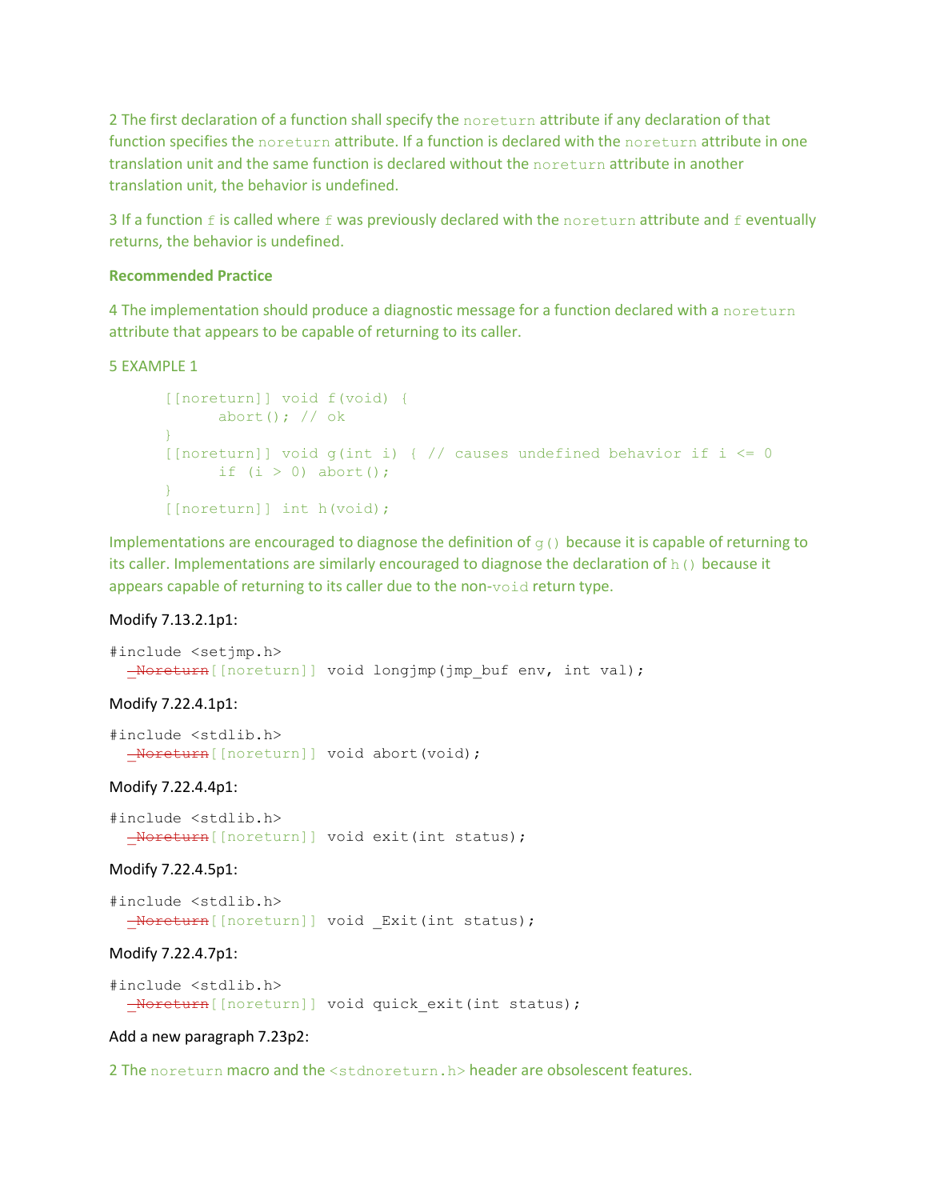2 The first declaration of a function shall specify the noreturn attribute if any declaration of that function specifies the noreturn attribute. If a function is declared with the noreturn attribute in one translation unit and the same function is declared without the noreturn attribute in another translation unit, the behavior is undefined.

3 If a function f is called where f was previously declared with the noreturn attribute and f eventually returns, the behavior is undefined.

**Recommended Practice**

4 The implementation should produce a diagnostic message for a function declared with a noreturn attribute that appears to be capable of returning to its caller.

5 EXAMPLE 1

```
[[noreturn]] void f(void) {
      abort(); // ok
}
[[noreturn]] void g(int i) { // causes undefined behavior if i <= 0
      if (i > 0) abort();
}
[[noreturn]] int h(void);
```

Implementations are encouraged to diagnose the definition of g() because it is capable of returning to its caller. Implementations are similarly encouraged to diagnose the declaration of h() because it appears capable of returning to its caller due to the non-void return type.

Modify 7.13.2.1p1:

```
#include <setjmp.h>
  _Noreturn[[noreturn]] void longjmp(jmp_buf env, int val);
```

Modify 7.22.4.1p1:

```
#include <stdlib.h>
  _Noreturn[[noreturn]] void abort(void);
```

Modify 7.22.4.4p1:

```
#include <stdlib.h>
  _Noreturn[[noreturn]] void exit(int status);
```

Modify 7.22.4.5p1:

```
#include <stdlib.h>
  _Noreturn[[noreturn]] void _Exit(int status);
```

Modify 7.22.4.7p1:

```
#include <stdlib.h>
  _Noreturn[[noreturn]] void quick_exit(int status);
```

Add a new paragraph 7.23p2:

2 The noreturn macro and the <stdnoreturn.h> header are obsolescent features.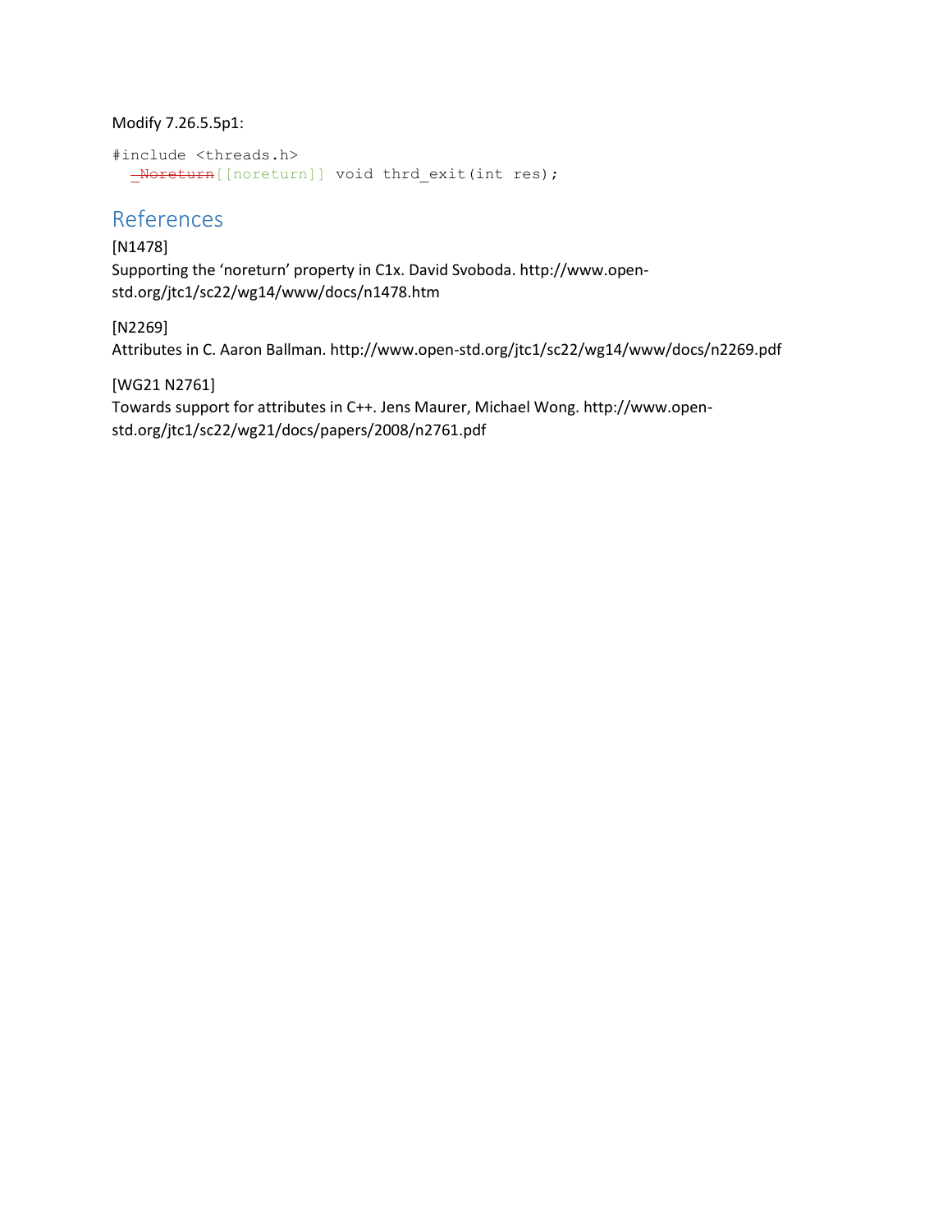Modify 7.26.5.5p1:

```
#include <threads.h>
  _Noreturn[[noreturn]] void thrd_exit(int res);
```

## References

[N1478]
Supporting the 'noreturn' property in C1x. David Svoboda. http://www.open-std.org/jtc1/sc22/wg14/www/docs/n1478.htm

[N2269]
Attributes in C. Aaron Ballman. http://www.open-std.org/jtc1/sc22/wg14/www/docs/n2269.pdf

[WG21 N2761]
Towards support for attributes in C++. Jens Maurer, Michael Wong. http://www.open-std.org/jtc1/sc22/wg21/docs/papers/2008/n2761.pdf